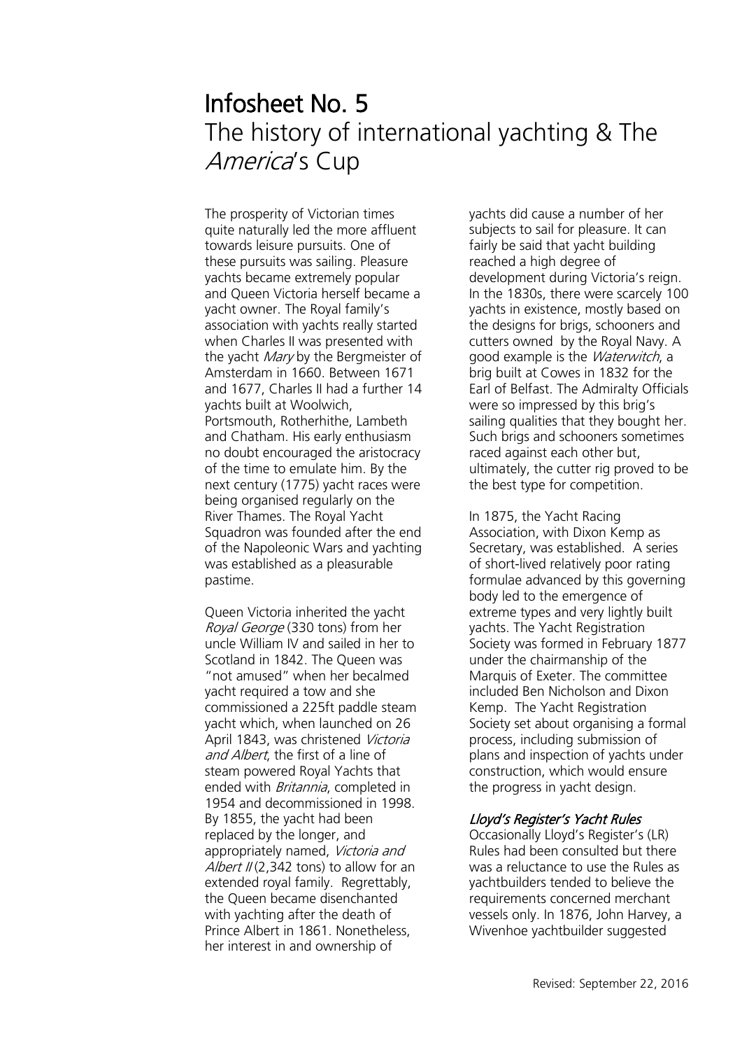# Infosheet No. 5

## The history of international yachting & The *America*'s Cup

The prosperity of Victorian times quite naturally led the more affluent towards leisure pursuits. One of these pursuits was sailing. Pleasure yachts became extremely popular and Queen Victoria herself became a yacht owner. The Royal family's association with yachts really started when Charles II was presented with the yacht *Mary* by the Bergmeister of Amsterdam in 1660. Between 1671 and 1677, Charles II had a further 14 yachts built at Woolwich, Portsmouth, Rotherhithe, Lambeth and Chatham. His early enthusiasm no doubt encouraged the aristocracy of the time to emulate him. By the next century (1775) yacht races were being organised regularly on the River Thames. The Royal Yacht Squadron was founded after the end of the Napoleonic Wars and yachting was established as a pleasurable pastime.

Queen Victoria inherited the yacht *Royal George* (330 tons) from her uncle William IV and sailed in her to Scotland in 1842. The Queen was "not amused" when her becalmed yacht required a tow and she commissioned a 225ft paddle steam yacht which, when launched on 26 April 1843, was christened *Victoria and Albert*, the first of a line of steam powered Royal Yachts that ended with *Britannia*, completed in 1954 and decommissioned in 1998. By 1855, the yacht had been replaced by the longer, and appropriately named, *Victoria and Albert II* (2,342 tons) to allow for an extended royal family. Regrettably, the Queen became disenchanted with yachting after the death of Prince Albert in 1861. Nonetheless, her interest in and ownership of yachts did cause a number of her subjects to sail for pleasure. It can fairly be said that yacht building reached a high degree of development during Victoria's reign. In the 1830s, there were scarcely 100 yachts in existence, mostly based on the designs for brigs, schooners and cutters owned by the Royal Navy. A good example is the *Waterwitch*, a brig built at Cowes in 1832 for the Earl of Belfast. The Admiralty Officials were so impressed by this brig's sailing qualities that they bought her. Such brigs and schooners sometimes raced against each other but, ultimately, the cutter rig proved to be the best type for competition.

In 1875, the Yacht Racing Association, with Dixon Kemp as Secretary, was established. A series of short-lived relatively poor rating formulae advanced by this governing body led to the emergence of extreme types and very lightly built yachts. The Yacht Registration Society was formed in February 1877 under the chairmanship of the Marquis of Exeter. The committee included Ben Nicholson and Dixon Kemp. The Yacht Registration Society set about organising a formal process, including submission of plans and inspection of yachts under construction, which would ensure the progress in yacht design.

### *Lloyd's Register's Yacht Rules*

Occasionally Lloyd's Register's (LR) Rules had been consulted but there was a reluctance to use the Rules as yachtbuilders tended to believe the requirements concerned merchant vessels only. In 1876, John Harvey, a Wivenhoe yachtbuilder suggested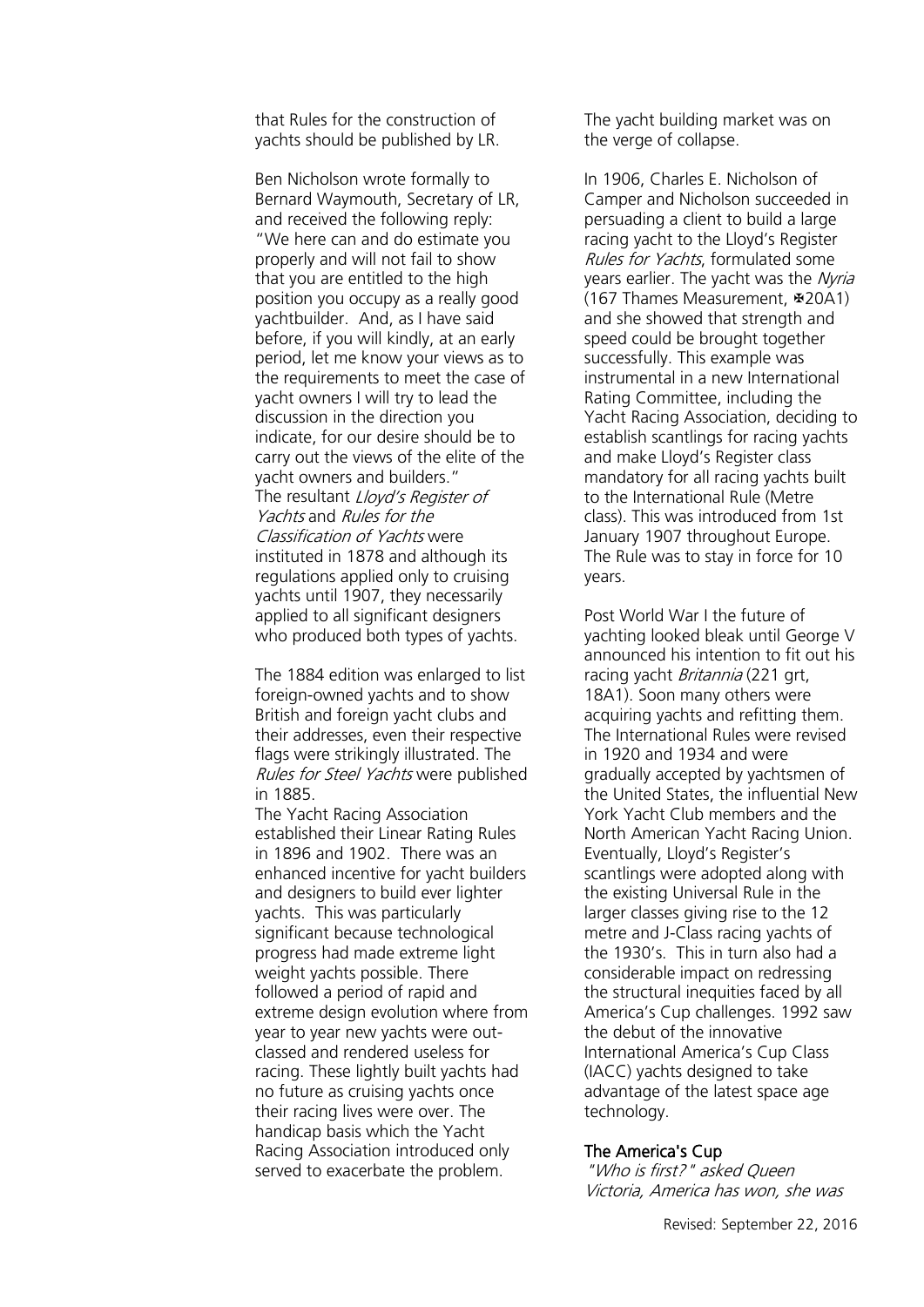that Rules for the construction of yachts should be published by LR.

Ben Nicholson wrote formally to Bernard Waymouth, Secretary of LR, and received the following reply: "We here can and do estimate you properly and will not fail to show that you are entitled to the high position you occupy as a really good yachtbuilder. And, as I have said before, if you will kindly, at an early period, let me know your views as to the requirements to meet the case of yacht owners I will try to lead the discussion in the direction you indicate, for our desire should be to carry out the views of the elite of the yacht owners and builders."
The resultant *Lloyd's Register of Yachts* and *Rules for the Classification of Yachts* were instituted in 1878 and although its regulations applied only to cruising yachts until 1907, they necessarily applied to all significant designers who produced both types of yachts.

The 1884 edition was enlarged to list foreign-owned yachts and to show British and foreign yacht clubs and their addresses, even their respective flags were strikingly illustrated. The *Rules for Steel Yachts* were published in 1885.
The Yacht Racing Association established their Linear Rating Rules in 1896 and 1902. There was an enhanced incentive for yacht builders and designers to build ever lighter yachts. This was particularly significant because technological progress had made extreme light weight yachts possible. There followed a period of rapid and extreme design evolution where from year to year new yachts were out-classed and rendered useless for racing. These lightly built yachts had no future as cruising yachts once their racing lives were over. The handicap basis which the Yacht Racing Association introduced only served to exacerbate the problem.

The yacht building market was on the verge of collapse.

In 1906, Charles E. Nicholson of Camper and Nicholson succeeded in persuading a client to build a large racing yacht to the Lloyd's Register *Rules for Yachts*, formulated some years earlier. The yacht was the *Nyria* (167 Thames Measurement, ✠20A1) and she showed that strength and speed could be brought together successfully. This example was instrumental in a new International Rating Committee, including the Yacht Racing Association, deciding to establish scantlings for racing yachts and make Lloyd's Register class mandatory for all racing yachts built to the International Rule (Metre class). This was introduced from 1st January 1907 throughout Europe. The Rule was to stay in force for 10 years.

Post World War I the future of yachting looked bleak until George V announced his intention to fit out his racing yacht *Britannia* (221 grt, 18A1). Soon many others were acquiring yachts and refitting them. The International Rules were revised in 1920 and 1934 and were gradually accepted by yachtsmen of the United States, the influential New York Yacht Club members and the North American Yacht Racing Union. Eventually, Lloyd's Register's scantlings were adopted along with the existing Universal Rule in the larger classes giving rise to the 12 metre and J-Class racing yachts of the 1930's. This in turn also had a considerable impact on redressing the structural inequities faced by all America's Cup challenges. 1992 saw the debut of the innovative International America's Cup Class (IACC) yachts designed to take advantage of the latest space age technology.

## The America's Cup

*"Who is first?" asked Queen Victoria, America has won, she was*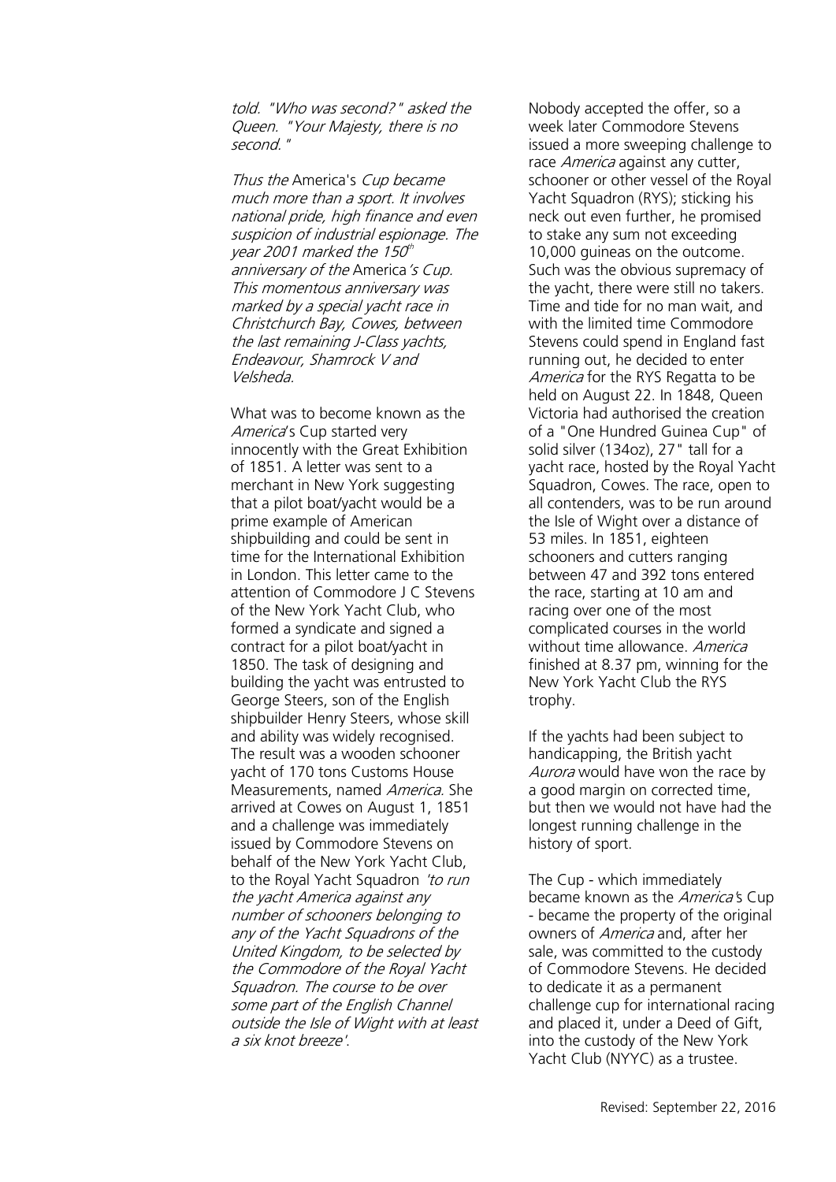*told. "Who was second?" asked the Queen. "Your Majesty, there is no second."*

*Thus the* America's *Cup became much more than a sport. It involves national pride, high finance and even suspicion of industrial espionage. The year 2001 marked the 150th anniversary of the* America*'s Cup. This momentous anniversary was marked by a special yacht race in Christchurch Bay, Cowes, between the last remaining J-Class yachts, Endeavour, Shamrock V and Velsheda.*

What was to become known as the *America*'s Cup started very innocently with the Great Exhibition of 1851. A letter was sent to a merchant in New York suggesting that a pilot boat/yacht would be a prime example of American shipbuilding and could be sent in time for the International Exhibition in London. This letter came to the attention of Commodore J C Stevens of the New York Yacht Club, who formed a syndicate and signed a contract for a pilot boat/yacht in 1850. The task of designing and building the yacht was entrusted to George Steers, son of the English shipbuilder Henry Steers, whose skill and ability was widely recognised. The result was a wooden schooner yacht of 170 tons Customs House Measurements, named *America*. She arrived at Cowes on August 1, 1851 and a challenge was immediately issued by Commodore Stevens on behalf of the New York Yacht Club, to the Royal Yacht Squadron *'to run the yacht America against any number of schooners belonging to any of the Yacht Squadrons of the United Kingdom, to be selected by the Commodore of the Royal Yacht Squadron. The course to be over some part of the English Channel outside the Isle of Wight with at least a six knot breeze'*.

Nobody accepted the offer, so a week later Commodore Stevens issued a more sweeping challenge to race *America* against any cutter, schooner or other vessel of the Royal Yacht Squadron (RYS); sticking his neck out even further, he promised to stake any sum not exceeding 10,000 guineas on the outcome. Such was the obvious supremacy of the yacht, there were still no takers. Time and tide for no man wait, and with the limited time Commodore Stevens could spend in England fast running out, he decided to enter *America* for the RYS Regatta to be held on August 22. In 1848, Queen Victoria had authorised the creation of a "One Hundred Guinea Cup" of solid silver (134oz), 27" tall for a yacht race, hosted by the Royal Yacht Squadron, Cowes. The race, open to all contenders, was to be run around the Isle of Wight over a distance of 53 miles. In 1851, eighteen schooners and cutters ranging between 47 and 392 tons entered the race, starting at 10 am and racing over one of the most complicated courses in the world without time allowance. *America* finished at 8.37 pm, winning for the New York Yacht Club the RYS trophy.

If the yachts had been subject to handicapping, the British yacht *Aurora* would have won the race by a good margin on corrected time, but then we would not have had the longest running challenge in the history of sport.

The Cup - which immediately became known as the *America*'s Cup - became the property of the original owners of *America* and, after her sale, was committed to the custody of Commodore Stevens. He decided to dedicate it as a permanent challenge cup for international racing and placed it, under a Deed of Gift, into the custody of the New York Yacht Club (NYYC) as a trustee.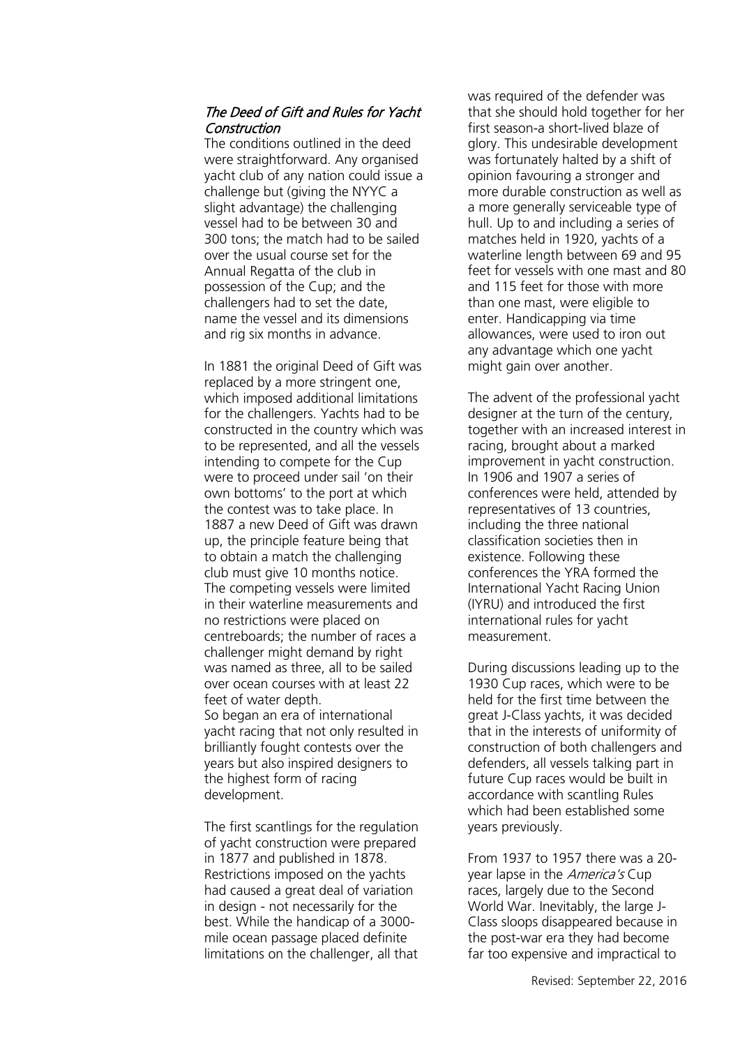### *The Deed of Gift and Rules for Yacht Construction*

The conditions outlined in the deed were straightforward. Any organised yacht club of any nation could issue a challenge but (giving the NYYC a slight advantage) the challenging vessel had to be between 30 and 300 tons; the match had to be sailed over the usual course set for the Annual Regatta of the club in possession of the Cup; and the challengers had to set the date, name the vessel and its dimensions and rig six months in advance.

In 1881 the original Deed of Gift was replaced by a more stringent one, which imposed additional limitations for the challengers. Yachts had to be constructed in the country which was to be represented, and all the vessels intending to compete for the Cup were to proceed under sail 'on their own bottoms' to the port at which the contest was to take place. In 1887 a new Deed of Gift was drawn up, the principle feature being that to obtain a match the challenging club must give 10 months notice. The competing vessels were limited in their waterline measurements and no restrictions were placed on centreboards; the number of races a challenger might demand by right was named as three, all to be sailed over ocean courses with at least 22 feet of water depth.
So began an era of international yacht racing that not only resulted in brilliantly fought contests over the years but also inspired designers to the highest form of racing development.

The first scantlings for the regulation of yacht construction were prepared in 1877 and published in 1878. Restrictions imposed on the yachts had caused a great deal of variation in design - not necessarily for the best. While the handicap of a 3000-mile ocean passage placed definite limitations on the challenger, all that was required of the defender was that she should hold together for her first season-a short-lived blaze of glory. This undesirable development was fortunately halted by a shift of opinion favouring a stronger and more durable construction as well as a more generally serviceable type of hull. Up to and including a series of matches held in 1920, yachts of a waterline length between 69 and 95 feet for vessels with one mast and 80 and 115 feet for those with more than one mast, were eligible to enter. Handicapping via time allowances, were used to iron out any advantage which one yacht might gain over another.

The advent of the professional yacht designer at the turn of the century, together with an increased interest in racing, brought about a marked improvement in yacht construction. In 1906 and 1907 a series of conferences were held, attended by representatives of 13 countries, including the three national classification societies then in existence. Following these conferences the YRA formed the International Yacht Racing Union (IYRU) and introduced the first international rules for yacht measurement.

During discussions leading up to the 1930 Cup races, which were to be held for the first time between the great J-Class yachts, it was decided that in the interests of uniformity of construction of both challengers and defenders, all vessels talking part in future Cup races would be built in accordance with scantling Rules which had been established some years previously.

From 1937 to 1957 there was a 20-year lapse in the *America's* Cup races, largely due to the Second World War. Inevitably, the large J-Class sloops disappeared because in the post-war era they had become far too expensive and impractical to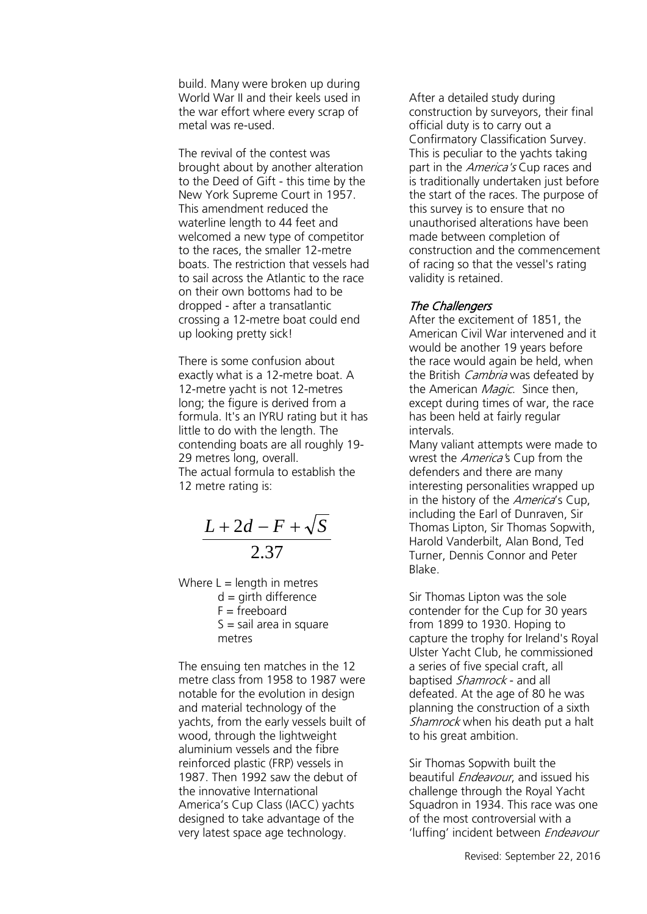build. Many were broken up during World War II and their keels used in the war effort where every scrap of metal was re-used.

The revival of the contest was brought about by another alteration to the Deed of Gift - this time by the New York Supreme Court in 1957. This amendment reduced the waterline length to 44 feet and welcomed a new type of competitor to the races, the smaller 12-metre boats. The restriction that vessels had to sail across the Atlantic to the race on their own bottoms had to be dropped - after a transatlantic crossing a 12-metre boat could end up looking pretty sick!

There is some confusion about exactly what is a 12-metre boat. A 12-metre yacht is not 12-metres long; the figure is derived from a formula. It's an IYRU rating but it has little to do with the length. The contending boats are all roughly 19-29 metres long, overall.
The actual formula to establish the 12 metre rating is:

$$\frac{L + 2d - F + \sqrt{S}}{2.37}$$

Where L = length in metres
d = girth difference
F = freeboard
S = sail area in square metres

The ensuing ten matches in the 12 metre class from 1958 to 1987 were notable for the evolution in design and material technology of the yachts, from the early vessels built of wood, through the lightweight aluminium vessels and the fibre reinforced plastic (FRP) vessels in 1987. Then 1992 saw the debut of the innovative International America's Cup Class (IACC) yachts designed to take advantage of the very latest space age technology.

After a detailed study during construction by surveyors, their final official duty is to carry out a Confirmatory Classification Survey. This is peculiar to the yachts taking part in the *America's* Cup races and is traditionally undertaken just before the start of the races. The purpose of this survey is to ensure that no unauthorised alterations have been made between completion of construction and the commencement of racing so that the vessel's rating validity is retained.

### *The Challengers*

After the excitement of 1851, the American Civil War intervened and it would be another 19 years before the race would again be held, when the British *Cambria* was defeated by the American *Magic*. Since then, except during times of war, the race has been held at fairly regular intervals.
Many valiant attempts were made to wrest the *America's* Cup from the defenders and there are many interesting personalities wrapped up in the history of the *America*'s Cup, including the Earl of Dunraven, Sir Thomas Lipton, Sir Thomas Sopwith, Harold Vanderbilt, Alan Bond, Ted Turner, Dennis Connor and Peter Blake.

Sir Thomas Lipton was the sole contender for the Cup for 30 years from 1899 to 1930. Hoping to capture the trophy for Ireland's Royal Ulster Yacht Club, he commissioned a series of five special craft, all baptised *Shamrock* - and all defeated. At the age of 80 he was planning the construction of a sixth *Shamrock* when his death put a halt to his great ambition.

Sir Thomas Sopwith built the beautiful *Endeavour*, and issued his challenge through the Royal Yacht Squadron in 1934. This race was one of the most controversial with a 'luffing' incident between *Endeavour*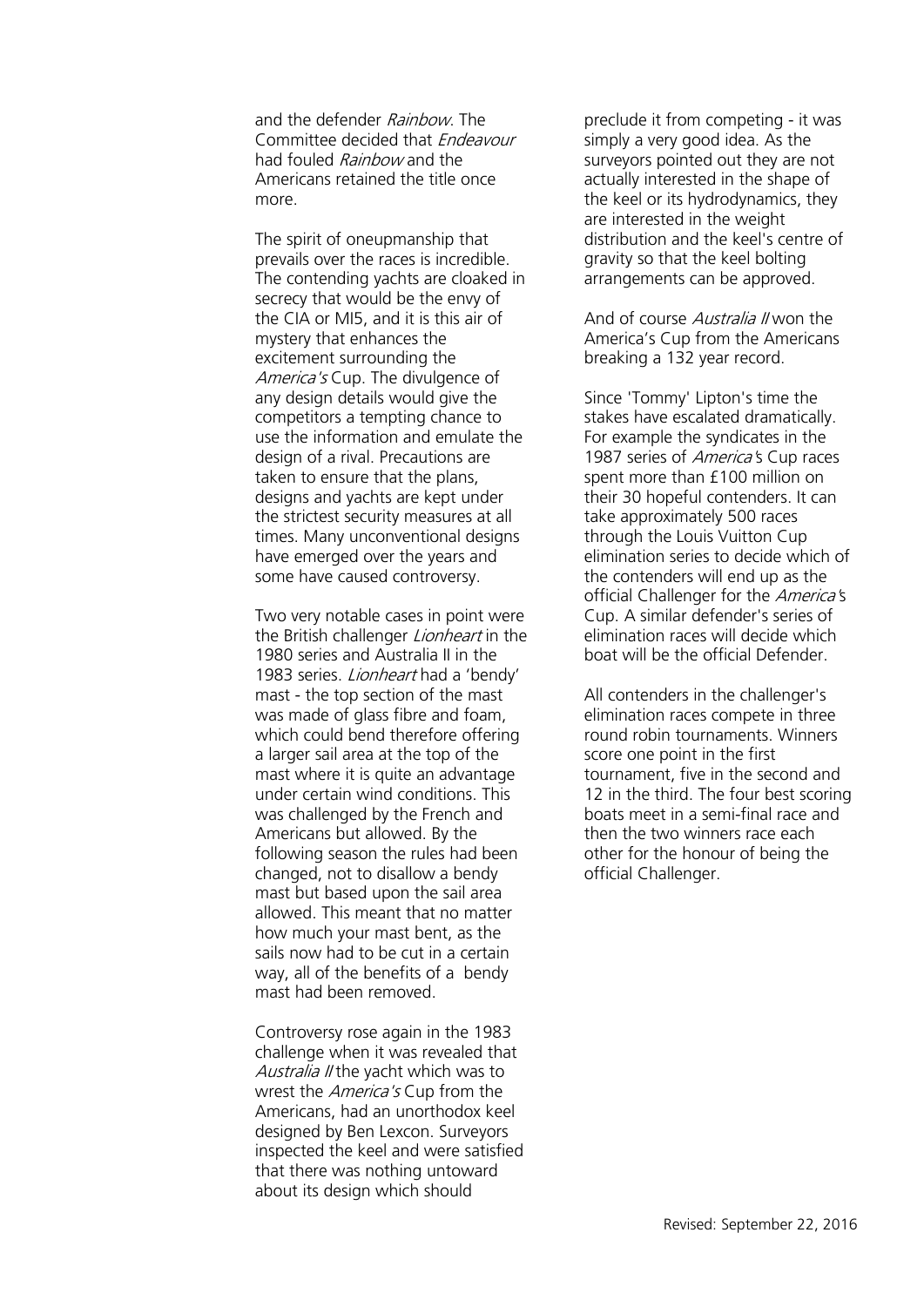and the defender *Rainbow*. The Committee decided that *Endeavour* had fouled *Rainbow* and the Americans retained the title once more.

The spirit of oneupmanship that prevails over the races is incredible. The contending yachts are cloaked in secrecy that would be the envy of the CIA or MI5, and it is this air of mystery that enhances the excitement surrounding the *America's* Cup. The divulgence of any design details would give the competitors a tempting chance to use the information and emulate the design of a rival. Precautions are taken to ensure that the plans, designs and yachts are kept under the strictest security measures at all times. Many unconventional designs have emerged over the years and some have caused controversy.

Two very notable cases in point were the British challenger *Lionheart* in the 1980 series and Australia II in the 1983 series. *Lionheart* had a 'bendy' mast - the top section of the mast was made of glass fibre and foam, which could bend therefore offering a larger sail area at the top of the mast where it is quite an advantage under certain wind conditions. This was challenged by the French and Americans but allowed. By the following season the rules had been changed, not to disallow a bendy mast but based upon the sail area allowed. This meant that no matter how much your mast bent, as the sails now had to be cut in a certain way, all of the benefits of a bendy mast had been removed.

Controversy rose again in the 1983 challenge when it was revealed that *Australia II* the yacht which was to wrest the *America's* Cup from the Americans, had an unorthodox keel designed by Ben Lexcon. Surveyors inspected the keel and were satisfied that there was nothing untoward about its design which should preclude it from competing - it was simply a very good idea. As the surveyors pointed out they are not actually interested in the shape of the keel or its hydrodynamics, they are interested in the weight distribution and the keel's centre of gravity so that the keel bolting arrangements can be approved.

And of course *Australia II* won the America's Cup from the Americans breaking a 132 year record.

Since 'Tommy' Lipton's time the stakes have escalated dramatically. For example the syndicates in the 1987 series of *America's* Cup races spent more than £100 million on their 30 hopeful contenders. It can take approximately 500 races through the Louis Vuitton Cup elimination series to decide which of the contenders will end up as the official Challenger for the *America's* Cup. A similar defender's series of elimination races will decide which boat will be the official Defender.

All contenders in the challenger's elimination races compete in three round robin tournaments. Winners score one point in the first tournament, five in the second and 12 in the third. The four best scoring boats meet in a semi-final race and then the two winners race each other for the honour of being the official Challenger.

Revised: September 22, 2016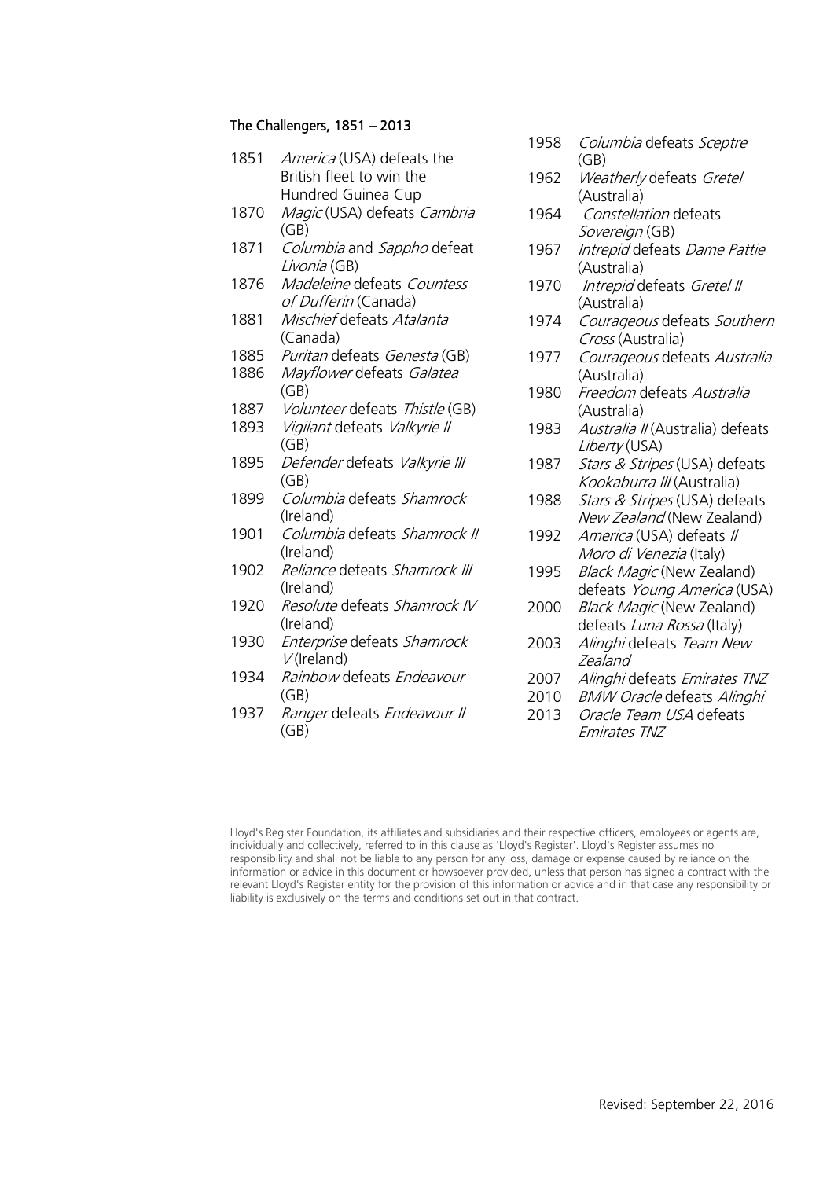### The Challengers, 1851 – 2013

- 1851 *America* (USA) defeats the British fleet to win the Hundred Guinea Cup
- 1870 *Magic* (USA) defeats *Cambria* (GB)
- 1871 *Columbia* and *Sappho* defeat *Livonia* (GB)
- 1876 *Madeleine* defeats *Countess of Dufferin* (Canada)
- 1881 *Mischief* defeats *Atalanta* (Canada)
- 1885 *Puritan* defeats *Genesta* (GB)
- 1886 *Mayflower* defeats *Galatea* (GB)
- 1887 *Volunteer* defeats *Thistle* (GB)
- 1893 *Vigilant* defeats *Valkyrie II* (GB)
- 1895 *Defender* defeats *Valkyrie III* (GB)
- 1899 *Columbia* defeats *Shamrock* (Ireland)
- 1901 *Columbia* defeats *Shamrock II* (Ireland)
- 1902 *Reliance* defeats *Shamrock III* (Ireland)
- 1920 *Resolute* defeats *Shamrock IV* (Ireland)
- 1930 *Enterprise* defeats *Shamrock V* (Ireland)
- 1934 *Rainbow* defeats *Endeavour* (GB)
- 1937 *Ranger* defeats *Endeavour II* (GB)
- 1958 *Columbia* defeats *Sceptre* (GB)
- 1962 *Weatherly* defeats *Gretel* (Australia)
- 1964 *Constellation* defeats *Sovereign* (GB)
- 1967 *Intrepid* defeats *Dame Pattie* (Australia)
- 1970 *Intrepid* defeats *Gretel II* (Australia)
- 1974 *Courageous* defeats *Southern Cross* (Australia)
- 1977 *Courageous* defeats *Australia* (Australia)
- 1980 *Freedom* defeats *Australia* (Australia)
- 1983 *Australia II* (Australia) defeats *Liberty* (USA)
- 1987 *Stars & Stripes* (USA) defeats *Kookaburra III* (Australia)
- 1988 *Stars & Stripes* (USA) defeats *New Zealand* (New Zealand)
- 1992 *America* (USA) defeats *Il Moro di Venezia* (Italy)
- 1995 *Black Magic* (New Zealand) defeats *Young America* (USA)
- 2000 *Black Magic* (New Zealand) defeats *Luna Rossa* (Italy)
- 2003 *Alinghi* defeats *Team New Zealand*
- 2007 *Alinghi* defeats *Emirates TNZ*
- 2010 *BMW Oracle* defeats *Alinghi*
- 2013 *Oracle Team USA* defeats *Emirates TNZ*

Lloyd's Register Foundation, its affiliates and subsidiaries and their respective officers, employees or agents are, individually and collectively, referred to in this clause as 'Lloyd's Register'. Lloyd's Register assumes no responsibility and shall not be liable to any person for any loss, damage or expense caused by reliance on the information or advice in this document or howsoever provided, unless that person has signed a contract with the relevant Lloyd's Register entity for the provision of this information or advice and in that case any responsibility or liability is exclusively on the terms and conditions set out in that contract.

Revised: September 22, 2016